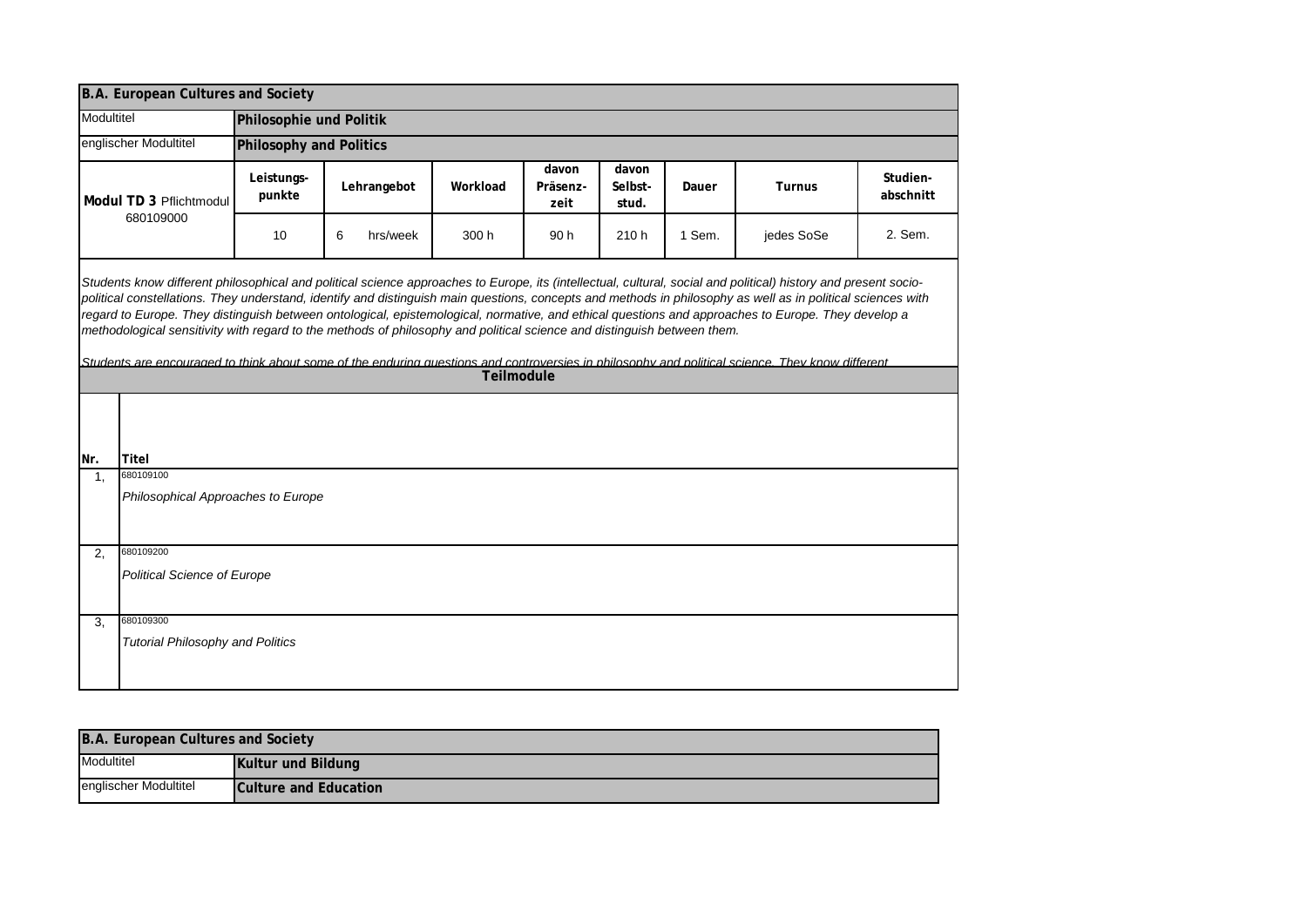| B.A. European Cultures and Society | | | | | | | | |
|---|---|---|---|---|---|---|---|---|
| Modultitel | **Philosophie und Politik** | | | | | | | |
| englischer Modultitel | **Philosophy and Politics** | | | | | | | |
| **Modul TD 3** Pflichtmodul 680109000 | **Leistungs-punkte** | **Lehrangebot** | **Workload** | **davon Präsenz-zeit** | **davon Selbst-stud.** | **Dauer** | **Turnus** | **Studien-abschnitt** |
| | 10 | 6 hrs/week | 300 h | 90 h | 210 h | 1 Sem. | jedes SoSe | 2. Sem. |

*Students know different philosophical and political science approaches to Europe, its (intellectual, cultural, social and political) history and present socio-political constellations. They understand, identify and distinguish main questions, concepts and methods in philosophy as well as in political sciences with regard to Europe. They distinguish between ontological, epistemological, normative, and ethical questions and approaches to Europe. They develop a methodological sensitivity with regard to the methods of philosophy and political science and distinguish between them.*

*Students are encouraged to think about some of the enduring questions and controversies in philosophy and political science. They know different*

**Teilmodule**

| Nr. | Titel |
|---|---|
| 1, | 680109100 *Philosophical Approaches to Europe* |
| 2, | 680109200 *Political Science of Europe* |
| 3, | 680109300 *Tutorial Philosophy and Politics* |

| B.A. European Cultures and Society | |
|---|---|
| Modultitel | **Kultur und Bildung** |
| englischer Modultitel | **Culture and Education** |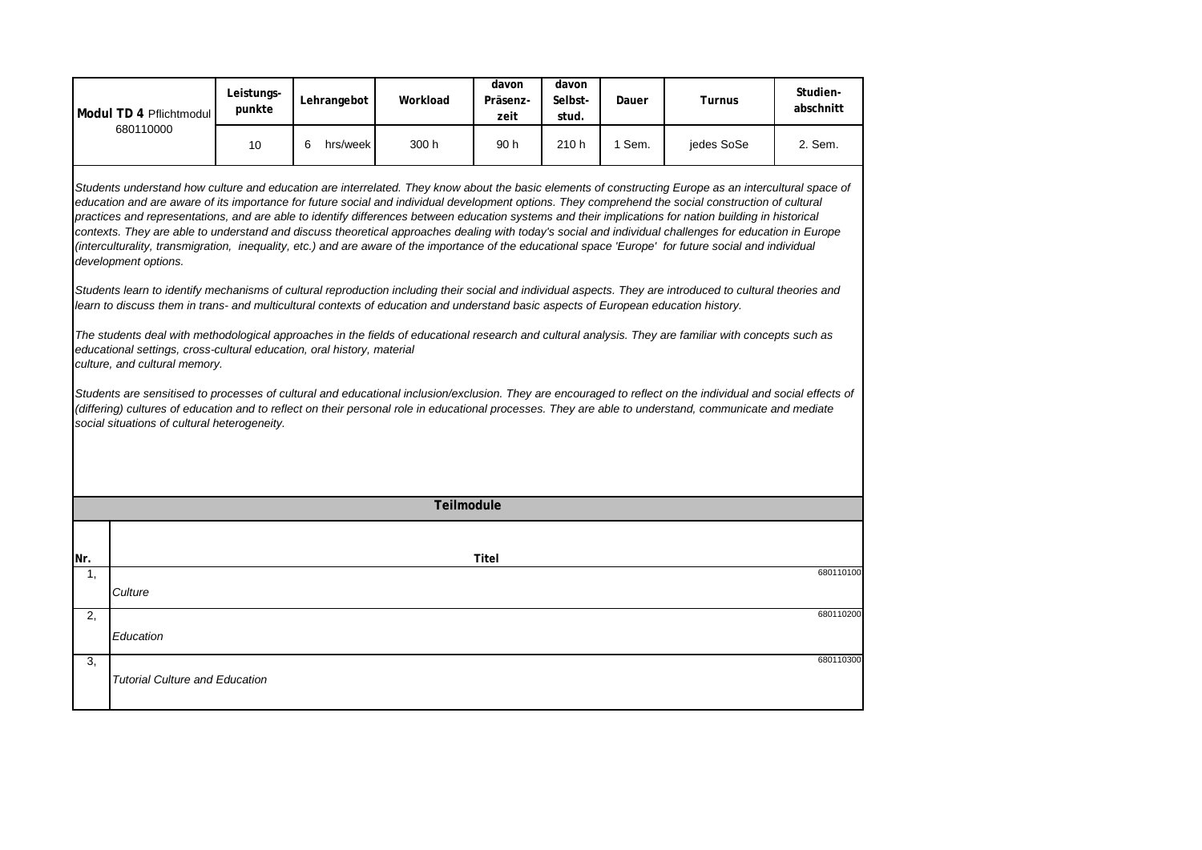| Modul TD 4 Pflichtmodul 680110000 | Leistungs-punkte | Lehrangebot | Workload | davon Präsenz-zeit | davon Selbst-stud. | Dauer | Turnus | Studien-abschnitt |
|---|---|---|---|---|---|---|---|---|
| | 10 | 6 hrs/week | 300 h | 90 h | 210 h | 1 Sem. | jedes SoSe | 2. Sem. |

*Students understand how culture and education are interrelated. They know about the basic elements of constructing Europe as an intercultural space of education and are aware of its importance for future social and individual development options. They comprehend the social construction of cultural practices and representations, and are able to identify differences between education systems and their implications for nation building in historical contexts. They are able to understand and discuss theoretical approaches dealing with today's social and individual challenges for education in Europe (interculturality, transmigration, inequality, etc.) and are aware of the importance of the educational space 'Europe' for future social and individual development options.*

*Students learn to identify mechanisms of cultural reproduction including their social and individual aspects. They are introduced to cultural theories and learn to discuss them in trans- and multicultural contexts of education and understand basic aspects of European education history.*

*The students deal with methodological approaches in the fields of educational research and cultural analysis. They are familiar with concepts such as educational settings, cross-cultural education, oral history, material culture, and cultural memory.*

*Students are sensitised to processes of cultural and educational inclusion/exclusion. They are encouraged to reflect on the individual and social effects of (differing) cultures of education and to reflect on their personal role in educational processes. They are able to understand, communicate and mediate social situations of cultural heterogeneity.*

**Teilmodule**

| Nr. | Titel | |
|---|---|---|
| 1, | *Culture* | 680110100 |
| 2, | *Education* | 680110200 |
| 3, | *Tutorial Culture and Education* | 680110300 |